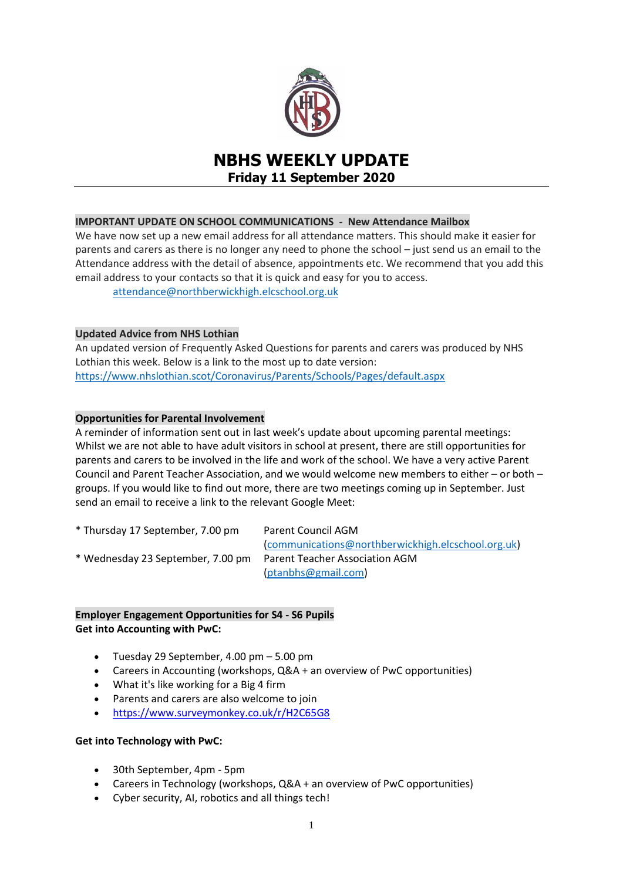# NBHS WEEKLY UPDATE

## Friday 11 September 2020

### IMPORTANT UPDATE ON SCHOOL COMMUNICATIONS - New Attendance Mailbox

We have now set up a new email address for all attendance matters. This should make it easier for parents and carers as there is no longer any need to phone the school – just send us an email to the Attendance address with the detail of absence, appointments etc. We recommend that you add this email address to your contacts so that it is quick and easy for you to access.

attendance@northberwickhigh.elcschool.org.uk

### Updated Advice from NHS Lothian

An updated version of Frequently Asked Questions for parents and carers was produced by NHS Lothian this week. Below is a link to the most up to date version:
https://www.nhslothian.scot/Coronavirus/Parents/Schools/Pages/default.aspx

### Opportunities for Parental Involvement

A reminder of information sent out in last week's update about upcoming parental meetings: Whilst we are not able to have adult visitors in school at present, there are still opportunities for parents and carers to be involved in the life and work of the school. We have a very active Parent Council and Parent Teacher Association, and we would welcome new members to either – or both – groups. If you would like to find out more, there are two meetings coming up in September. Just send an email to receive a link to the relevant Google Meet:

| | |
|---|---|
| * Thursday 17 September, 7.00 pm | Parent Council AGM (communications@northberwickhigh.elcschool.org.uk) |
| * Wednesday 23 September, 7.00 pm | Parent Teacher Association AGM (ptanbhs@gmail.com) |

### Employer Engagement Opportunities for S4 - S6 Pupils

**Get into Accounting with PwC:**

- Tuesday 29 September, 4.00 pm – 5.00 pm
- Careers in Accounting (workshops, Q&A + an overview of PwC opportunities)
- What it's like working for a Big 4 firm
- Parents and carers are also welcome to join
- https://www.surveymonkey.co.uk/r/H2C65G8

**Get into Technology with PwC:**

- 30th September, 4pm - 5pm
- Careers in Technology (workshops, Q&A + an overview of PwC opportunities)
- Cyber security, AI, robotics and all things tech!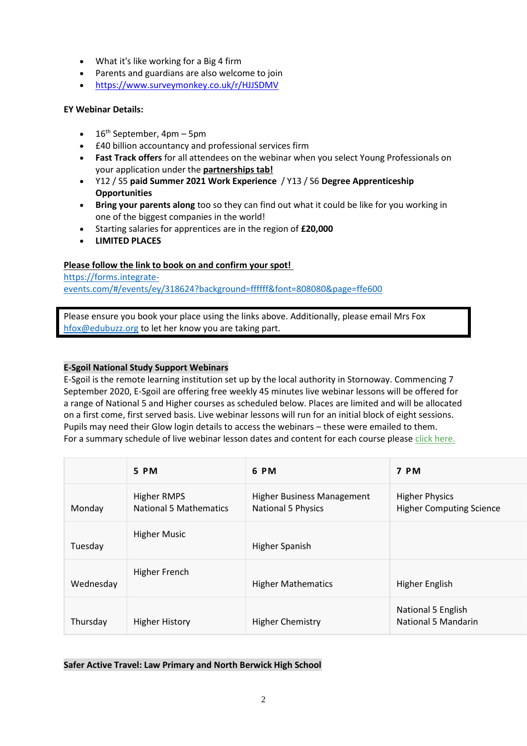- What it's like working for a Big 4 firm
- Parents and guardians are also welcome to join
- https://www.surveymonkey.co.uk/r/HJJSDMV

**EY Webinar Details:**

- 16th September, 4pm – 5pm
- £40 billion accountancy and professional services firm
- **Fast Track offers** for all attendees on the webinar when you select Young Professionals on your application under the **partnerships tab!**
- Y12 / S5 **paid Summer 2021 Work Experience** / Y13 / S6 **Degree Apprenticeship Opportunities**
- **Bring your parents along** too so they can find out what it could be like for you working in one of the biggest companies in the world!
- Starting salaries for apprentices are in the region of **£20,000**
- **LIMITED PLACES**

**Please follow the link to book on and confirm your spot!**
https://forms.integrate-events.com/#/events/ey/318624?background=ffffff&font=808080&page=ffe600

Please ensure you book your place using the links above. Additionally, please email Mrs Fox hfox@edubuzz.org to let her know you are taking part.

**E-Sgoil National Study Support Webinars**

E-Sgoil is the remote learning institution set up by the local authority in Stornoway. Commencing 7 September 2020, E-Sgoil are offering free weekly 45 minutes live webinar lessons will be offered for a range of National 5 and Higher courses as scheduled below. Places are limited and will be allocated on a first come, first served basis. Live webinar lessons will run for an initial block of eight sessions. Pupils may need their Glow login details to access the webinars – these were emailed to them. For a summary schedule of live webinar lesson dates and content for each course please click here.

| | 5 PM | 6 PM | 7 PM |
|---|---|---|---|
| Monday | Higher RMPS<br>National 5 Mathematics | Higher Business Management<br>National 5 Physics | Higher Physics<br>Higher Computing Science |
| Tuesday | Higher Music | Higher Spanish | |
| Wednesday | Higher French | Higher Mathematics | Higher English |
| Thursday | Higher History | Higher Chemistry | National 5 English<br>National 5 Mandarin |

**Safer Active Travel: Law Primary and North Berwick High School**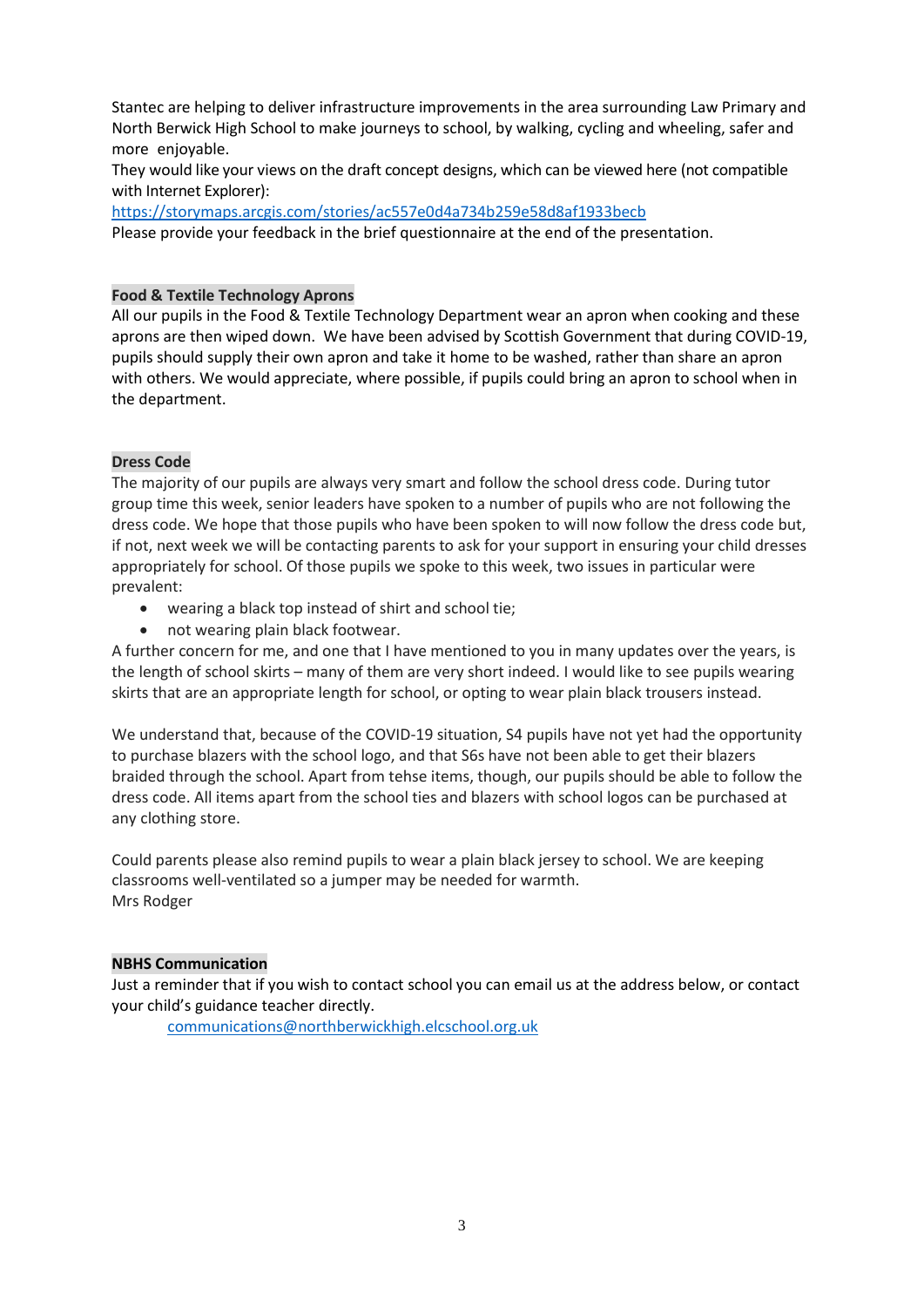Stantec are helping to deliver infrastructure improvements in the area surrounding Law Primary and North Berwick High School to make journeys to school, by walking, cycling and wheeling, safer and more enjoyable.

They would like your views on the draft concept designs, which can be viewed here (not compatible with Internet Explorer):

https://storymaps.arcgis.com/stories/ac557e0d4a734b259e58d8af1933becb

Please provide your feedback in the brief questionnaire at the end of the presentation.

**Food & Textile Technology Aprons**

All our pupils in the Food & Textile Technology Department wear an apron when cooking and these aprons are then wiped down. We have been advised by Scottish Government that during COVID-19, pupils should supply their own apron and take it home to be washed, rather than share an apron with others. We would appreciate, where possible, if pupils could bring an apron to school when in the department.

**Dress Code**

The majority of our pupils are always very smart and follow the school dress code. During tutor group time this week, senior leaders have spoken to a number of pupils who are not following the dress code. We hope that those pupils who have been spoken to will now follow the dress code but, if not, next week we will be contacting parents to ask for your support in ensuring your child dresses appropriately for school. Of those pupils we spoke to this week, two issues in particular were prevalent:

- wearing a black top instead of shirt and school tie;
- not wearing plain black footwear.

A further concern for me, and one that I have mentioned to you in many updates over the years, is the length of school skirts – many of them are very short indeed. I would like to see pupils wearing skirts that are an appropriate length for school, or opting to wear plain black trousers instead.

We understand that, because of the COVID-19 situation, S4 pupils have not yet had the opportunity to purchase blazers with the school logo, and that S6s have not been able to get their blazers braided through the school. Apart from tehse items, though, our pupils should be able to follow the dress code. All items apart from the school ties and blazers with school logos can be purchased at any clothing store.

Could parents please also remind pupils to wear a plain black jersey to school. We are keeping classrooms well-ventilated so a jumper may be needed for warmth.

Mrs Rodger

**NBHS Communication**

Just a reminder that if you wish to contact school you can email us at the address below, or contact your child's guidance teacher directly.

communications@northberwickhigh.elcschool.org.uk